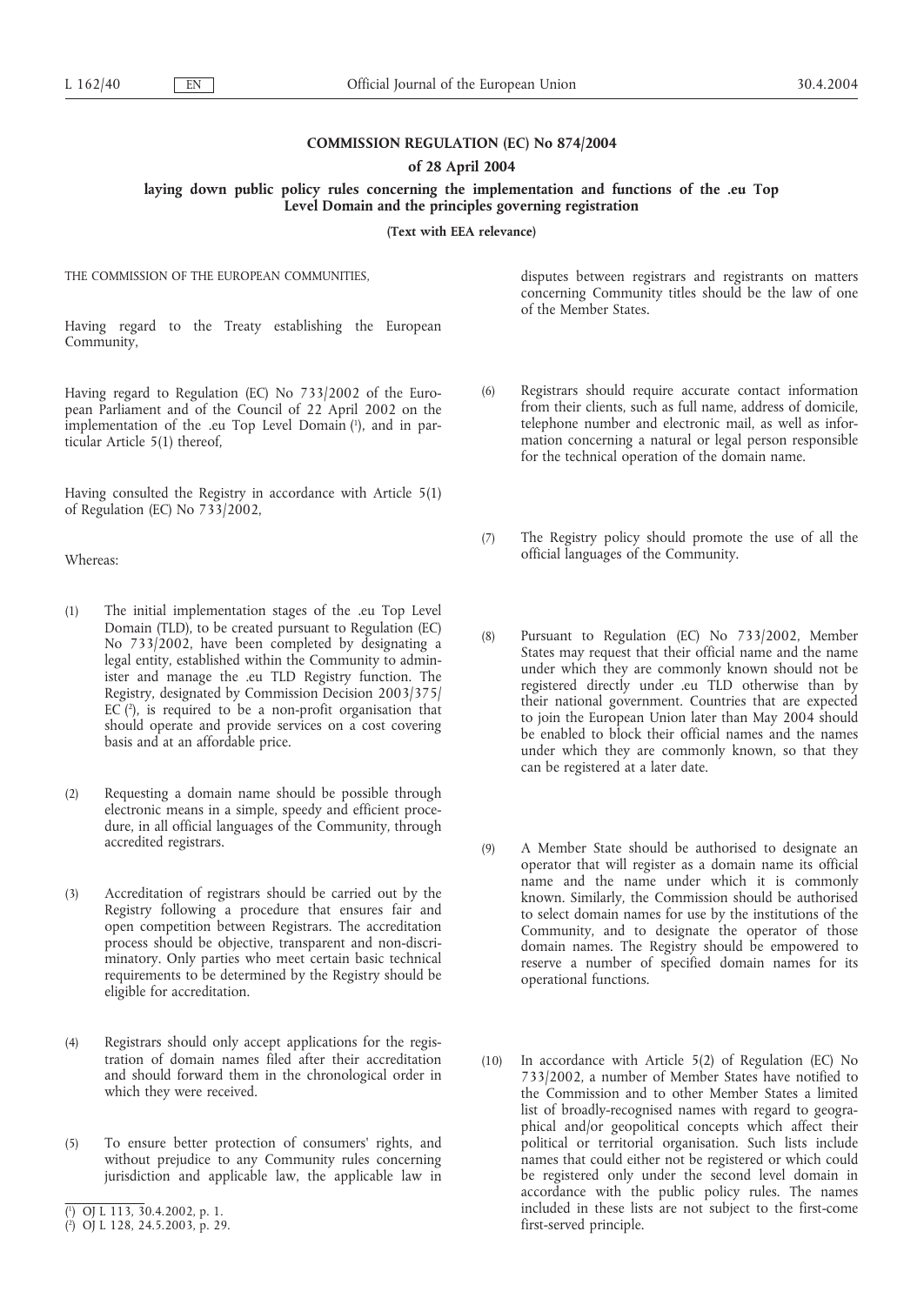**COMMISSION REGULATION (EC) No 874/2004**

**of 28 April 2004**

**laying down public policy rules concerning the implementation and functions of the .eu Top Level Domain and the principles governing registration**

**(Text with EEA relevance)**

THE COMMISSION OF THE EUROPEAN COMMUNITIES,

Having regard to the Treaty establishing the European Community,

Having regard to Regulation (EC) No 733/2002 of the European Parliament and of the Council of 22 April 2002 on the implementation of the .eu Top Level Domain [1], and in particular Article 5(1) thereof,

Having consulted the Registry in accordance with Article 5(1) of Regulation (EC) No 733/2002,

Whereas:

(1) The initial implementation stages of the .eu Top Level Domain (TLD), to be created pursuant to Regulation (EC) No 733/2002, have been completed by designating a legal entity, established within the Community to administer and manage the .eu TLD Registry function. The Registry, designated by Commission Decision 2003/375/EC [2], is required to be a non-profit organisation that should operate and provide services on a cost covering basis and at an affordable price.

(2) Requesting a domain name should be possible through electronic means in a simple, speedy and efficient procedure, in all official languages of the Community, through accredited registrars.

(3) Accreditation of registrars should be carried out by the Registry following a procedure that ensures fair and open competition between Registrars. The accreditation process should be objective, transparent and non-discriminatory. Only parties who meet certain basic technical requirements to be determined by the Registry should be eligible for accreditation.

(4) Registrars should only accept applications for the registration of domain names filed after their accreditation and should forward them in the chronological order in which they were received.

(5) To ensure better protection of consumers' rights, and without prejudice to any Community rules concerning jurisdiction and applicable law, the applicable law in disputes between registrars and registrants on matters concerning Community titles should be the law of one of the Member States.

(6) Registrars should require accurate contact information from their clients, such as full name, address of domicile, telephone number and electronic mail, as well as information concerning a natural or legal person responsible for the technical operation of the domain name.

(7) The Registry policy should promote the use of all the official languages of the Community.

(8) Pursuant to Regulation (EC) No 733/2002, Member States may request that their official name and the name under which they are commonly known should not be registered directly under .eu TLD otherwise than by their national government. Countries that are expected to join the European Union later than May 2004 should be enabled to block their official names and the names under which they are commonly known, so that they can be registered at a later date.

(9) A Member State should be authorised to designate an operator that will register as a domain name its official name and the name under which it is commonly known. Similarly, the Commission should be authorised to select domain names for use by the institutions of the Community, and to designate the operator of those domain names. The Registry should be empowered to reserve a number of specified domain names for its operational functions.

(10) In accordance with Article 5(2) of Regulation (EC) No 733/2002, a number of Member States have notified to the Commission and to other Member States a limited list of broadly-recognised names with regard to geographical and/or geopolitical concepts which affect their political or territorial organisation. Such lists include names that could either not be registered or which could be registered only under the second level domain in accordance with the public policy rules. The names included in these lists are not subject to the first-come first-served principle.

---

[1] OJ L 113, 30.4.2002, p. 1.

[2] OJ L 128, 24.5.2003, p. 29.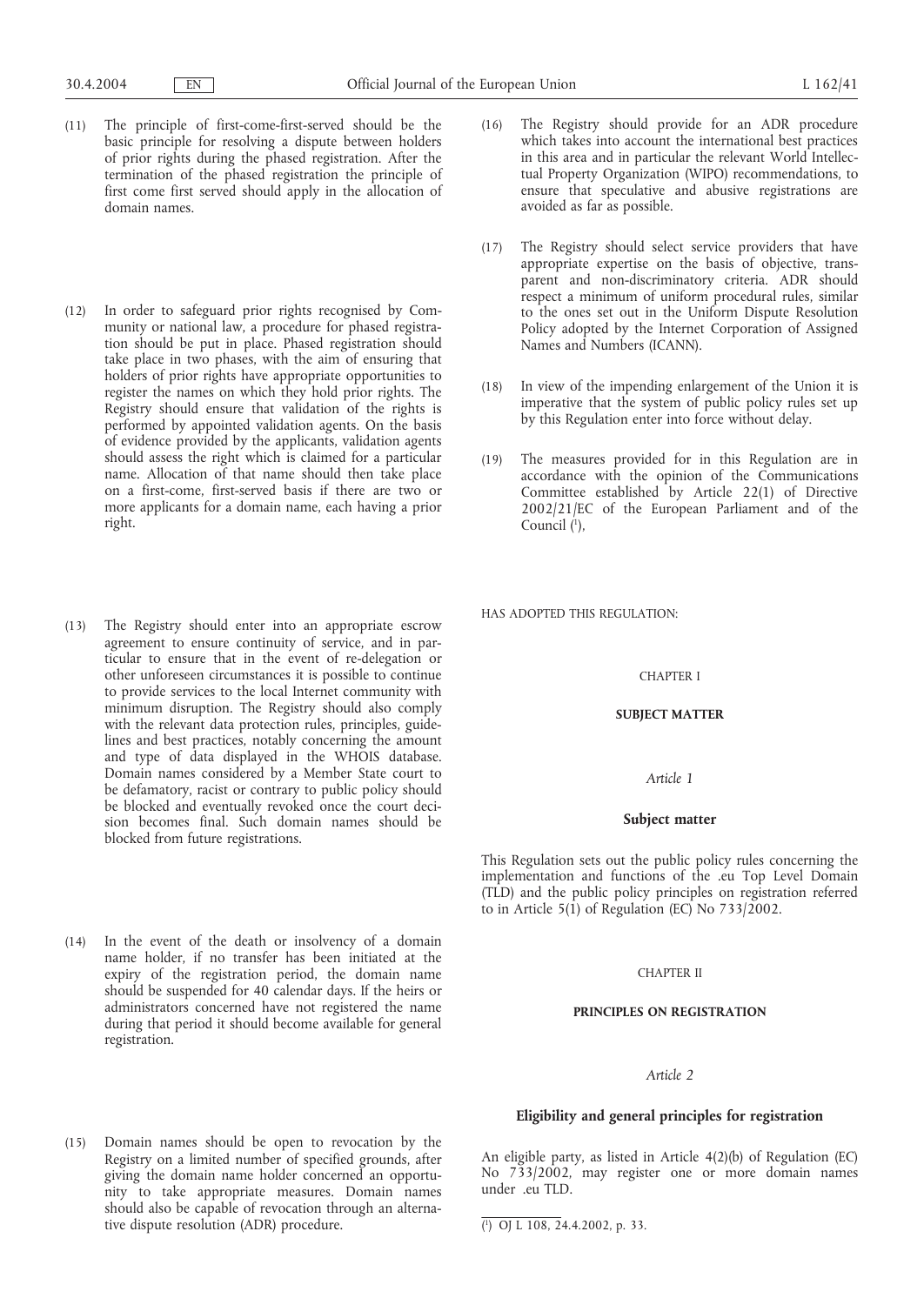(11) The principle of first-come-first-served should be the basic principle for resolving a dispute between holders of prior rights during the phased registration. After the termination of the phased registration the principle of first come first served should apply in the allocation of domain names.

(12) In order to safeguard prior rights recognised by Community or national law, a procedure for phased registration should be put in place. Phased registration should take place in two phases, with the aim of ensuring that holders of prior rights have appropriate opportunities to register the names on which they hold prior rights. The Registry should ensure that validation of the rights is performed by appointed validation agents. On the basis of evidence provided by the applicants, validation agents should assess the right which is claimed for a particular name. Allocation of that name should then take place on a first-come, first-served basis if there are two or more applicants for a domain name, each having a prior right.

(13) The Registry should enter into an appropriate escrow agreement to ensure continuity of service, and in particular to ensure that in the event of re-delegation or other unforeseen circumstances it is possible to continue to provide services to the local Internet community with minimum disruption. The Registry should also comply with the relevant data protection rules, principles, guidelines and best practices, notably concerning the amount and type of data displayed in the WHOIS database. Domain names considered by a Member State court to be defamatory, racist or contrary to public policy should be blocked and eventually revoked once the court decision becomes final. Such domain names should be blocked from future registrations.

(14) In the event of the death or insolvency of a domain name holder, if no transfer has been initiated at the expiry of the registration period, the domain name should be suspended for 40 calendar days. If the heirs or administrators concerned have not registered the name during that period it should become available for general registration.

(15) Domain names should be open to revocation by the Registry on a limited number of specified grounds, after giving the domain name holder concerned an opportunity to take appropriate measures. Domain names should also be capable of revocation through an alternative dispute resolution (ADR) procedure.

(16) The Registry should provide for an ADR procedure which takes into account the international best practices in this area and in particular the relevant World Intellectual Property Organization (WIPO) recommendations, to ensure that speculative and abusive registrations are avoided as far as possible.

(17) The Registry should select service providers that have appropriate expertise on the basis of objective, transparent and non-discriminatory criteria. ADR should respect a minimum of uniform procedural rules, similar to the ones set out in the Uniform Dispute Resolution Policy adopted by the Internet Corporation of Assigned Names and Numbers (ICANN).

(18) In view of the impending enlargement of the Union it is imperative that the system of public policy rules set up by this Regulation enter into force without delay.

(19) The measures provided for in this Regulation are in accordance with the opinion of the Communications Committee established by Article 22(1) of Directive 2002/21/EC of the European Parliament and of the Council [1],

HAS ADOPTED THIS REGULATION:

## CHAPTER I

## SUBJECT MATTER

*Article 1*

### Subject matter

This Regulation sets out the public policy rules concerning the implementation and functions of the .eu Top Level Domain (TLD) and the public policy principles on registration referred to in Article 5(1) of Regulation (EC) No 733/2002.

## CHAPTER II

## PRINCIPLES ON REGISTRATION

*Article 2*

### Eligibility and general principles for registration

An eligible party, as listed in Article 4(2)(b) of Regulation (EC) No 733/2002, may register one or more domain names under .eu TLD.

[1] OJ L 108, 24.4.2002, p. 33.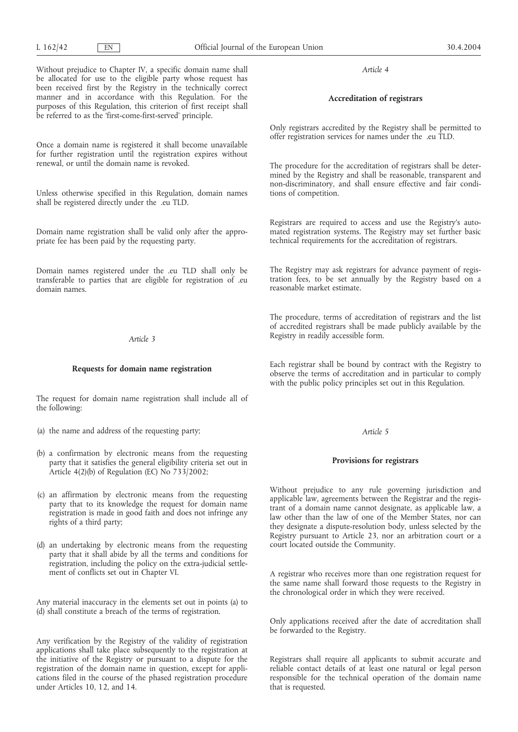Without prejudice to Chapter IV, a specific domain name shall be allocated for use to the eligible party whose request has been received first by the Registry in the technically correct manner and in accordance with this Regulation. For the purposes of this Regulation, this criterion of first receipt shall be referred to as the 'first-come-first-served' principle.

Once a domain name is registered it shall become unavailable for further registration until the registration expires without renewal, or until the domain name is revoked.

Unless otherwise specified in this Regulation, domain names shall be registered directly under the .eu TLD.

Domain name registration shall be valid only after the appropriate fee has been paid by the requesting party.

Domain names registered under the .eu TLD shall only be transferable to parties that are eligible for registration of .eu domain names.

*Article 3*

**Requests for domain name registration**

The request for domain name registration shall include all of the following:

(a) the name and address of the requesting party;

(b) a confirmation by electronic means from the requesting party that it satisfies the general eligibility criteria set out in Article 4(2)(b) of Regulation (EC) No 733/2002;

(c) an affirmation by electronic means from the requesting party that to its knowledge the request for domain name registration is made in good faith and does not infringe any rights of a third party;

(d) an undertaking by electronic means from the requesting party that it shall abide by all the terms and conditions for registration, including the policy on the extra-judicial settlement of conflicts set out in Chapter VI.

Any material inaccuracy in the elements set out in points (a) to (d) shall constitute a breach of the terms of registration.

Any verification by the Registry of the validity of registration applications shall take place subsequently to the registration at the initiative of the Registry or pursuant to a dispute for the registration of the domain name in question, except for applications filed in the course of the phased registration procedure under Articles 10, 12, and 14.

*Article 4*

**Accreditation of registrars**

Only registrars accredited by the Registry shall be permitted to offer registration services for names under the .eu TLD.

The procedure for the accreditation of registrars shall be determined by the Registry and shall be reasonable, transparent and non-discriminatory, and shall ensure effective and fair conditions of competition.

Registrars are required to access and use the Registry's automated registration systems. The Registry may set further basic technical requirements for the accreditation of registrars.

The Registry may ask registrars for advance payment of registration fees, to be set annually by the Registry based on a reasonable market estimate.

The procedure, terms of accreditation of registrars and the list of accredited registrars shall be made publicly available by the Registry in readily accessible form.

Each registrar shall be bound by contract with the Registry to observe the terms of accreditation and in particular to comply with the public policy principles set out in this Regulation.

*Article 5*

**Provisions for registrars**

Without prejudice to any rule governing jurisdiction and applicable law, agreements between the Registrar and the registrant of a domain name cannot designate, as applicable law, a law other than the law of one of the Member States, nor can they designate a dispute-resolution body, unless selected by the Registry pursuant to Article 23, nor an arbitration court or a court located outside the Community.

A registrar who receives more than one registration request for the same name shall forward those requests to the Registry in the chronological order in which they were received.

Only applications received after the date of accreditation shall be forwarded to the Registry.

Registrars shall require all applicants to submit accurate and reliable contact details of at least one natural or legal person responsible for the technical operation of the domain name that is requested.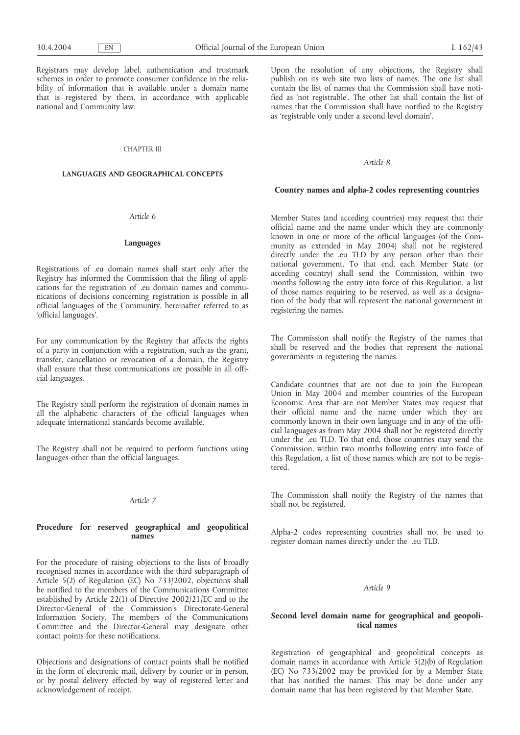Registrars may develop label, authentication and trustmark schemes in order to promote consumer confidence in the reliability of information that is available under a domain name that is registered by them, in accordance with applicable national and Community law.

CHAPTER III

**LANGUAGES AND GEOGRAPHICAL CONCEPTS**

*Article 6*

**Languages**

Registrations of .eu domain names shall start only after the Registry has informed the Commission that the filing of applications for the registration of .eu domain names and communications of decisions concerning registration is possible in all official languages of the Community, hereinafter referred to as 'official languages'.

For any communication by the Registry that affects the rights of a party in conjunction with a registration, such as the grant, transfer, cancellation or revocation of a domain, the Registry shall ensure that these communications are possible in all official languages.

The Registry shall perform the registration of domain names in all the alphabetic characters of the official languages when adequate international standards become available.

The Registry shall not be required to perform functions using languages other than the official languages.

*Article 7*

**Procedure for reserved geographical and geopolitical names**

For the procedure of raising objections to the lists of broadly recognised names in accordance with the third subparagraph of Article 5(2) of Regulation (EC) No 733/2002, objections shall be notified to the members of the Communications Committee established by Article 22(1) of Directive 2002/21/EC and to the Director-General of the Commission's Directorate-General Information Society. The members of the Communications Committee and the Director-General may designate other contact points for these notifications.

Objections and designations of contact points shall be notified in the form of electronic mail, delivery by courier or in person, or by postal delivery effected by way of registered letter and acknowledgement of receipt.

Upon the resolution of any objections, the Registry shall publish on its web site two lists of names. The one list shall contain the list of names that the Commission shall have notified as 'not registrable'. The other list shall contain the list of names that the Commission shall have notified to the Registry as 'registrable only under a second level domain'.

*Article 8*

**Country names and alpha-2 codes representing countries**

Member States (and acceding countries) may request that their official name and the name under which they are commonly known in one or more of the official languages (of the Community as extended in May 2004) shall not be registered directly under the .eu TLD by any person other than their national government. To that end, each Member State (or acceding country) shall send the Commission, within two months following the entry into force of this Regulation, a list of those names requiring to be reserved, as well as a designation of the body that will represent the national government in registering the names.

The Commission shall notify the Registry of the names that shall be reserved and the bodies that represent the national governments in registering the names.

Candidate countries that are not due to join the European Union in May 2004 and member countries of the European Economic Area that are not Member States may request that their official name and the name under which they are commonly known in their own language and in any of the official languages as from May 2004 shall not be registered directly under the .eu TLD. To that end, those countries may send the Commission, within two months following entry into force of this Regulation, a list of those names which are not to be registered.

The Commission shall notify the Registry of the names that shall not be registered.

Alpha-2 codes representing countries shall not be used to register domain names directly under the .eu TLD.

*Article 9*

**Second level domain name for geographical and geopolitical names**

Registration of geographical and geopolitical concepts as domain names in accordance with Article 5(2)(b) of Regulation (EC) No 733/2002 may be provided for by a Member State that has notified the names. This may be done under any domain name that has been registered by that Member State.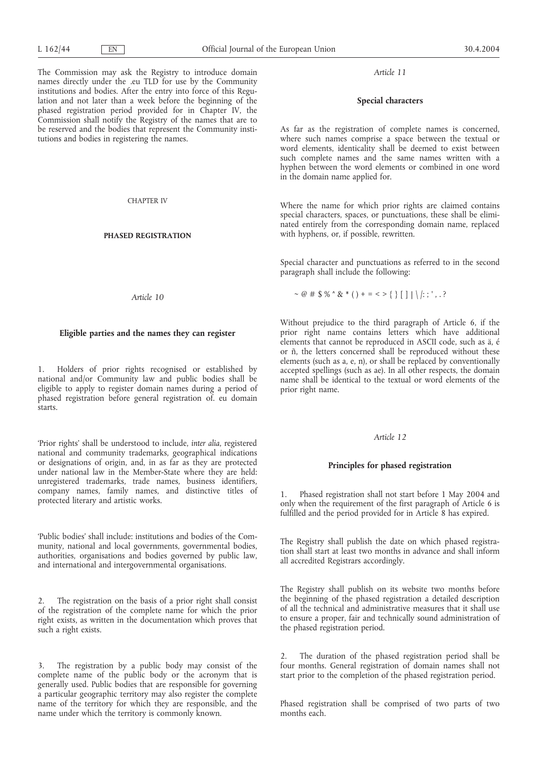The Commission may ask the Registry to introduce domain names directly under the .eu TLD for use by the Community institutions and bodies. After the entry into force of this Regulation and not later than a week before the beginning of the phased registration period provided for in Chapter IV, the Commission shall notify the Registry of the names that are to be reserved and the bodies that represent the Community institutions and bodies in registering the names.

CHAPTER IV

## PHASED REGISTRATION

*Article 10*

### Eligible parties and the names they can register

1. Holders of prior rights recognised or established by national and/or Community law and public bodies shall be eligible to apply to register domain names during a period of phased registration before general registration of. eu domain starts.

'Prior rights' shall be understood to include, *inter alia*, registered national and community trademarks, geographical indications or designations of origin, and, in as far as they are protected under national law in the Member-State where they are held: unregistered trademarks, trade names, business identifiers, company names, family names, and distinctive titles of protected literary and artistic works.

'Public bodies' shall include: institutions and bodies of the Community, national and local governments, governmental bodies, authorities, organisations and bodies governed by public law, and international and intergovernmental organisations.

2. The registration on the basis of a prior right shall consist of the registration of the complete name for which the prior right exists, as written in the documentation which proves that such a right exists.

3. The registration by a public body may consist of the complete name of the public body or the acronym that is generally used. Public bodies that are responsible for governing a particular geographic territory may also register the complete name of the territory for which they are responsible, and the name under which the territory is commonly known.

*Article 11*

### Special characters

As far as the registration of complete names is concerned, where such names comprise a space between the textual or word elements, identicality shall be deemed to exist between such complete names and the same names written with a hyphen between the word elements or combined in one word in the domain name applied for.

Where the name for which prior rights are claimed contains special characters, spaces, or punctuations, these shall be eliminated entirely from the corresponding domain name, replaced with hyphens, or, if possible, rewritten.

Special character and punctuations as referred to in the second paragraph shall include the following:

~ @ # $ % ^ & * ( ) + = < > { } [ ] | \ /: ; ' , . ?

Without prejudice to the third paragraph of Article 6, if the prior right name contains letters which have additional elements that cannot be reproduced in ASCII code, such as ä, é or ñ, the letters concerned shall be reproduced without these elements (such as a, e, n), or shall be replaced by conventionally accepted spellings (such as ae). In all other respects, the domain name shall be identical to the textual or word elements of the prior right name.

*Article 12*

### Principles for phased registration

1. Phased registration shall not start before 1 May 2004 and only when the requirement of the first paragraph of Article 6 is fulfilled and the period provided for in Article 8 has expired.

The Registry shall publish the date on which phased registration shall start at least two months in advance and shall inform all accredited Registrars accordingly.

The Registry shall publish on its website two months before the beginning of the phased registration a detailed description of all the technical and administrative measures that it shall use to ensure a proper, fair and technically sound administration of the phased registration period.

2. The duration of the phased registration period shall be four months. General registration of domain names shall not start prior to the completion of the phased registration period.

Phased registration shall be comprised of two parts of two months each.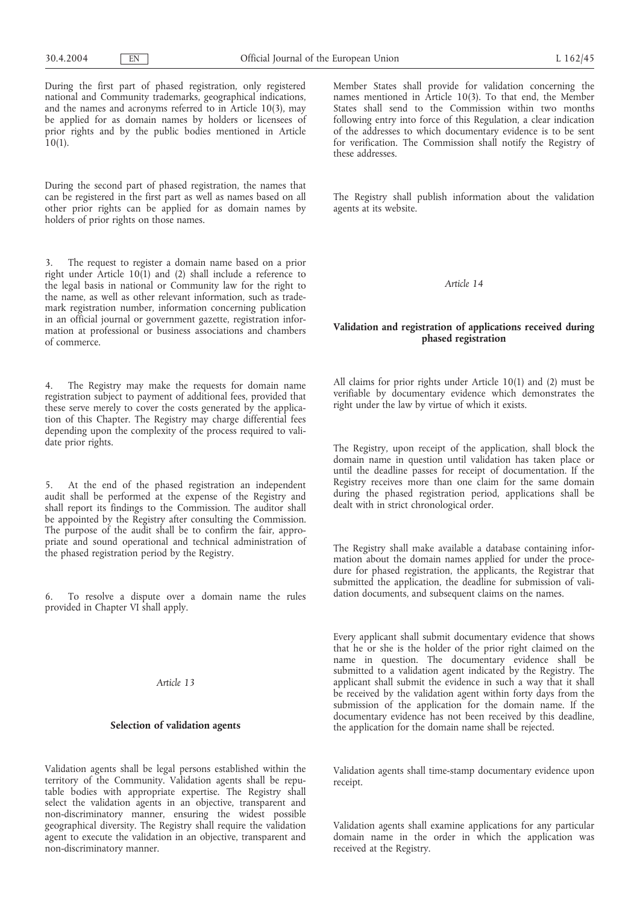During the first part of phased registration, only registered national and Community trademarks, geographical indications, and the names and acronyms referred to in Article 10(3), may be applied for as domain names by holders or licensees of prior rights and by the public bodies mentioned in Article 10(1).

During the second part of phased registration, the names that can be registered in the first part as well as names based on all other prior rights can be applied for as domain names by holders of prior rights on those names.

3. The request to register a domain name based on a prior right under Article 10(1) and (2) shall include a reference to the legal basis in national or Community law for the right to the name, as well as other relevant information, such as trademark registration number, information concerning publication in an official journal or government gazette, registration information at professional or business associations and chambers of commerce.

4. The Registry may make the requests for domain name registration subject to payment of additional fees, provided that these serve merely to cover the costs generated by the application of this Chapter. The Registry may charge differential fees depending upon the complexity of the process required to validate prior rights.

5. At the end of the phased registration an independent audit shall be performed at the expense of the Registry and shall report its findings to the Commission. The auditor shall be appointed by the Registry after consulting the Commission. The purpose of the audit shall be to confirm the fair, appropriate and sound operational and technical administration of the phased registration period by the Registry.

6. To resolve a dispute over a domain name the rules provided in Chapter VI shall apply.

*Article 13*

**Selection of validation agents**

Validation agents shall be legal persons established within the territory of the Community. Validation agents shall be reputable bodies with appropriate expertise. The Registry shall select the validation agents in an objective, transparent and non-discriminatory manner, ensuring the widest possible geographical diversity. The Registry shall require the validation agent to execute the validation in an objective, transparent and non-discriminatory manner.

Member States shall provide for validation concerning the names mentioned in Article 10(3). To that end, the Member States shall send to the Commission within two months following entry into force of this Regulation, a clear indication of the addresses to which documentary evidence is to be sent for verification. The Commission shall notify the Registry of these addresses.

The Registry shall publish information about the validation agents at its website.

*Article 14*

**Validation and registration of applications received during phased registration**

All claims for prior rights under Article 10(1) and (2) must be verifiable by documentary evidence which demonstrates the right under the law by virtue of which it exists.

The Registry, upon receipt of the application, shall block the domain name in question until validation has taken place or until the deadline passes for receipt of documentation. If the Registry receives more than one claim for the same domain during the phased registration period, applications shall be dealt with in strict chronological order.

The Registry shall make available a database containing information about the domain names applied for under the procedure for phased registration, the applicants, the Registrar that submitted the application, the deadline for submission of validation documents, and subsequent claims on the names.

Every applicant shall submit documentary evidence that shows that he or she is the holder of the prior right claimed on the name in question. The documentary evidence shall be submitted to a validation agent indicated by the Registry. The applicant shall submit the evidence in such a way that it shall be received by the validation agent within forty days from the submission of the application for the domain name. If the documentary evidence has not been received by this deadline, the application for the domain name shall be rejected.

Validation agents shall time-stamp documentary evidence upon receipt.

Validation agents shall examine applications for any particular domain name in the order in which the application was received at the Registry.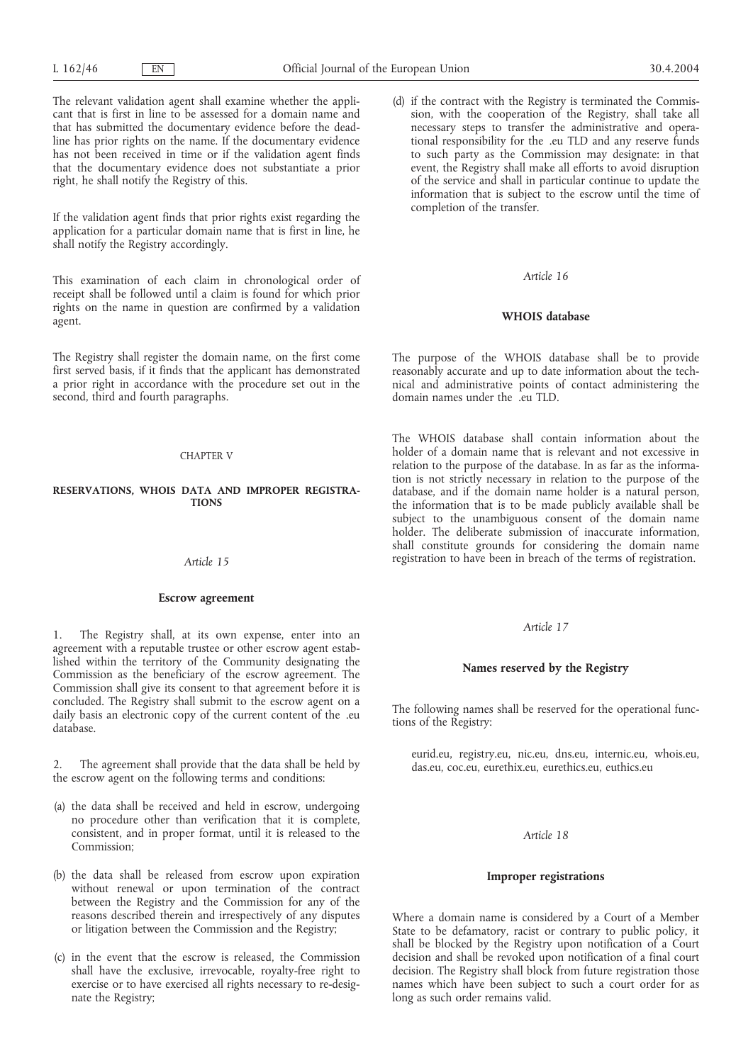The relevant validation agent shall examine whether the applicant that is first in line to be assessed for a domain name and that has submitted the documentary evidence before the deadline has prior rights on the name. If the documentary evidence has not been received in time or if the validation agent finds that the documentary evidence does not substantiate a prior right, he shall notify the Registry of this.

If the validation agent finds that prior rights exist regarding the application for a particular domain name that is first in line, he shall notify the Registry accordingly.

This examination of each claim in chronological order of receipt shall be followed until a claim is found for which prior rights on the name in question are confirmed by a validation agent.

The Registry shall register the domain name, on the first come first served basis, if it finds that the applicant has demonstrated a prior right in accordance with the procedure set out in the second, third and fourth paragraphs.

CHAPTER V

## RESERVATIONS, WHOIS DATA AND IMPROPER REGISTRATIONS

*Article 15*

### Escrow agreement

1. The Registry shall, at its own expense, enter into an agreement with a reputable trustee or other escrow agent established within the territory of the Community designating the Commission as the beneficiary of the escrow agreement. The Commission shall give its consent to that agreement before it is concluded. The Registry shall submit to the escrow agent on a daily basis an electronic copy of the current content of the .eu database.

2. The agreement shall provide that the data shall be held by the escrow agent on the following terms and conditions:

(a) the data shall be received and held in escrow, undergoing no procedure other than verification that it is complete, consistent, and in proper format, until it is released to the Commission;

(b) the data shall be released from escrow upon expiration without renewal or upon termination of the contract between the Registry and the Commission for any of the reasons described therein and irrespectively of any disputes or litigation between the Commission and the Registry;

(c) in the event that the escrow is released, the Commission shall have the exclusive, irrevocable, royalty-free right to exercise or to have exercised all rights necessary to re-designate the Registry;

(d) if the contract with the Registry is terminated the Commission, with the cooperation of the Registry, shall take all necessary steps to transfer the administrative and operational responsibility for the .eu TLD and any reserve funds to such party as the Commission may designate: in that event, the Registry shall make all efforts to avoid disruption of the service and shall in particular continue to update the information that is subject to the escrow until the time of completion of the transfer.

*Article 16*

### WHOIS database

The purpose of the WHOIS database shall be to provide reasonably accurate and up to date information about the technical and administrative points of contact administering the domain names under the .eu TLD.

The WHOIS database shall contain information about the holder of a domain name that is relevant and not excessive in relation to the purpose of the database. In as far as the information is not strictly necessary in relation to the purpose of the database, and if the domain name holder is a natural person, the information that is to be made publicly available shall be subject to the unambiguous consent of the domain name holder. The deliberate submission of inaccurate information, shall constitute grounds for considering the domain name registration to have been in breach of the terms of registration.

*Article 17*

### Names reserved by the Registry

The following names shall be reserved for the operational functions of the Registry:

eurid.eu, registry.eu, nic.eu, dns.eu, internic.eu, whois.eu, das.eu, coc.eu, eurethix.eu, eurethics.eu, euthics.eu

*Article 18*

### Improper registrations

Where a domain name is considered by a Court of a Member State to be defamatory, racist or contrary to public policy, it shall be blocked by the Registry upon notification of a Court decision and shall be revoked upon notification of a final court decision. The Registry shall block from future registration those names which have been subject to such a court order for as long as such order remains valid.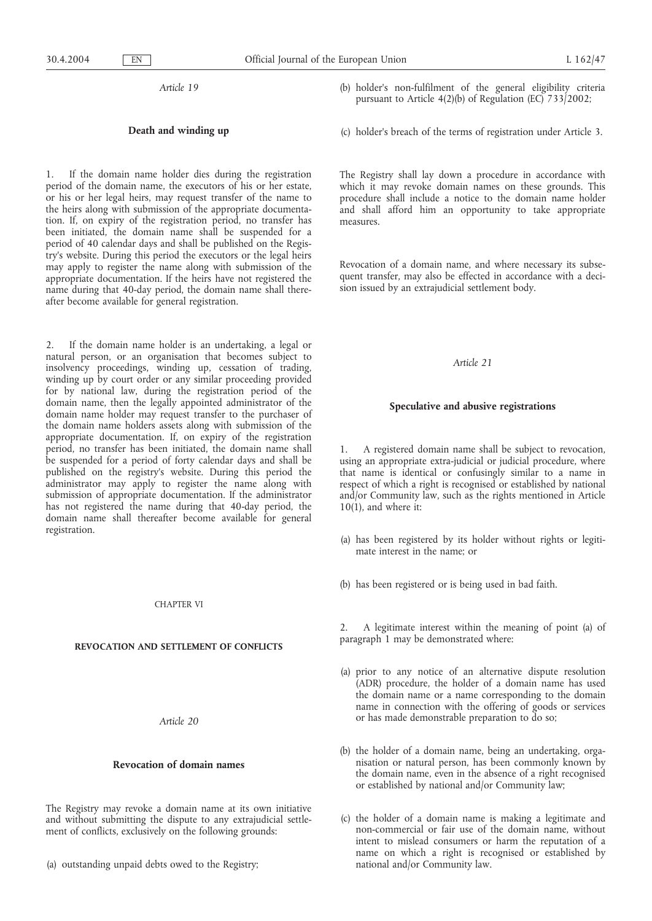*Article 19*

**Death and winding up**

1. If the domain name holder dies during the registration period of the domain name, the executors of his or her estate, or his or her legal heirs, may request transfer of the name to the heirs along with submission of the appropriate documentation. If, on expiry of the registration period, no transfer has been initiated, the domain name shall be suspended for a period of 40 calendar days and shall be published on the Registry's website. During this period the executors or the legal heirs may apply to register the name along with submission of the appropriate documentation. If the heirs have not registered the name during that 40-day period, the domain name shall thereafter become available for general registration.

2. If the domain name holder is an undertaking, a legal or natural person, or an organisation that becomes subject to insolvency proceedings, winding up, cessation of trading, winding up by court order or any similar proceeding provided for by national law, during the registration period of the domain name, then the legally appointed administrator of the domain name holder may request transfer to the purchaser of the domain name holders assets along with submission of the appropriate documentation. If, on expiry of the registration period, no transfer has been initiated, the domain name shall be suspended for a period of forty calendar days and shall be published on the registry's website. During this period the administrator may apply to register the name along with submission of appropriate documentation. If the administrator has not registered the name during that 40-day period, the domain name shall thereafter become available for general registration.

CHAPTER VI

**REVOCATION AND SETTLEMENT OF CONFLICTS**

*Article 20*

**Revocation of domain names**

The Registry may revoke a domain name at its own initiative and without submitting the dispute to any extrajudicial settlement of conflicts, exclusively on the following grounds:

(a) outstanding unpaid debts owed to the Registry;

(b) holder's non-fulfilment of the general eligibility criteria pursuant to Article 4(2)(b) of Regulation (EC) 733/2002;

(c) holder's breach of the terms of registration under Article 3.

The Registry shall lay down a procedure in accordance with which it may revoke domain names on these grounds. This procedure shall include a notice to the domain name holder and shall afford him an opportunity to take appropriate measures.

Revocation of a domain name, and where necessary its subsequent transfer, may also be effected in accordance with a decision issued by an extrajudicial settlement body.

*Article 21*

**Speculative and abusive registrations**

1. A registered domain name shall be subject to revocation, using an appropriate extra-judicial or judicial procedure, where that name is identical or confusingly similar to a name in respect of which a right is recognised or established by national and/or Community law, such as the rights mentioned in Article 10(1), and where it:

(a) has been registered by its holder without rights or legitimate interest in the name; or

(b) has been registered or is being used in bad faith.

2. A legitimate interest within the meaning of point (a) of paragraph 1 may be demonstrated where:

(a) prior to any notice of an alternative dispute resolution (ADR) procedure, the holder of a domain name has used the domain name or a name corresponding to the domain name in connection with the offering of goods or services or has made demonstrable preparation to do so;

(b) the holder of a domain name, being an undertaking, organisation or natural person, has been commonly known by the domain name, even in the absence of a right recognised or established by national and/or Community law;

(c) the holder of a domain name is making a legitimate and non-commercial or fair use of the domain name, without intent to mislead consumers or harm the reputation of a name on which a right is recognised or established by national and/or Community law.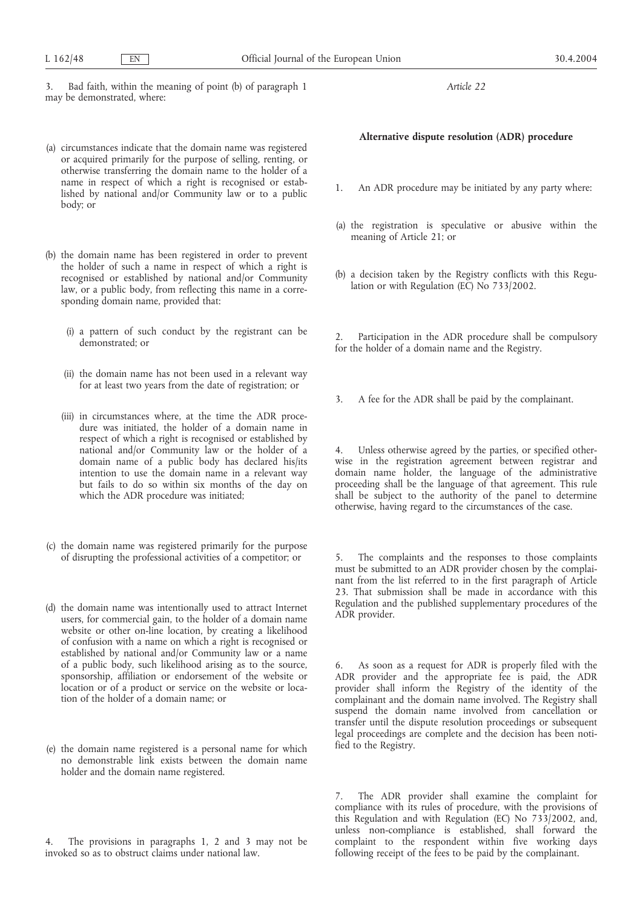3. Bad faith, within the meaning of point (b) of paragraph 1 may be demonstrated, where:

(a) circumstances indicate that the domain name was registered or acquired primarily for the purpose of selling, renting, or otherwise transferring the domain name to the holder of a name in respect of which a right is recognised or established by national and/or Community law or to a public body; or

(b) the domain name has been registered in order to prevent the holder of such a name in respect of which a right is recognised or established by national and/or Community law, or a public body, from reflecting this name in a corresponding domain name, provided that:

  (i) a pattern of such conduct by the registrant can be demonstrated; or

  (ii) the domain name has not been used in a relevant way for at least two years from the date of registration; or

  (iii) in circumstances where, at the time the ADR procedure was initiated, the holder of a domain name in respect of which a right is recognised or established by national and/or Community law or the holder of a domain name of a public body has declared his/its intention to use the domain name in a relevant way but fails to do so within six months of the day on which the ADR procedure was initiated;

(c) the domain name was registered primarily for the purpose of disrupting the professional activities of a competitor; or

(d) the domain name was intentionally used to attract Internet users, for commercial gain, to the holder of a domain name website or other on-line location, by creating a likelihood of confusion with a name on which a right is recognised or established by national and/or Community law or a name of a public body, such likelihood arising as to the source, sponsorship, affiliation or endorsement of the website or location or of a product or service on the website or location of the holder of a domain name; or

(e) the domain name registered is a personal name for which no demonstrable link exists between the domain name holder and the domain name registered.

4. The provisions in paragraphs 1, 2 and 3 may not be invoked so as to obstruct claims under national law.

*Article 22*

**Alternative dispute resolution (ADR) procedure**

1. An ADR procedure may be initiated by any party where:

(a) the registration is speculative or abusive within the meaning of Article 21; or

(b) a decision taken by the Registry conflicts with this Regulation or with Regulation (EC) No 733/2002.

2. Participation in the ADR procedure shall be compulsory for the holder of a domain name and the Registry.

3. A fee for the ADR shall be paid by the complainant.

4. Unless otherwise agreed by the parties, or specified otherwise in the registration agreement between registrar and domain name holder, the language of the administrative proceeding shall be the language of that agreement. This rule shall be subject to the authority of the panel to determine otherwise, having regard to the circumstances of the case.

5. The complaints and the responses to those complaints must be submitted to an ADR provider chosen by the complainant from the list referred to in the first paragraph of Article 23. That submission shall be made in accordance with this Regulation and the published supplementary procedures of the ADR provider.

6. As soon as a request for ADR is properly filed with the ADR provider and the appropriate fee is paid, the ADR provider shall inform the Registry of the identity of the complainant and the domain name involved. The Registry shall suspend the domain name involved from cancellation or transfer until the dispute resolution proceedings or subsequent legal proceedings are complete and the decision has been notified to the Registry.

7. The ADR provider shall examine the complaint for compliance with its rules of procedure, with the provisions of this Regulation and with Regulation (EC) No 733/2002, and, unless non-compliance is established, shall forward the complaint to the respondent within five working days following receipt of the fees to be paid by the complainant.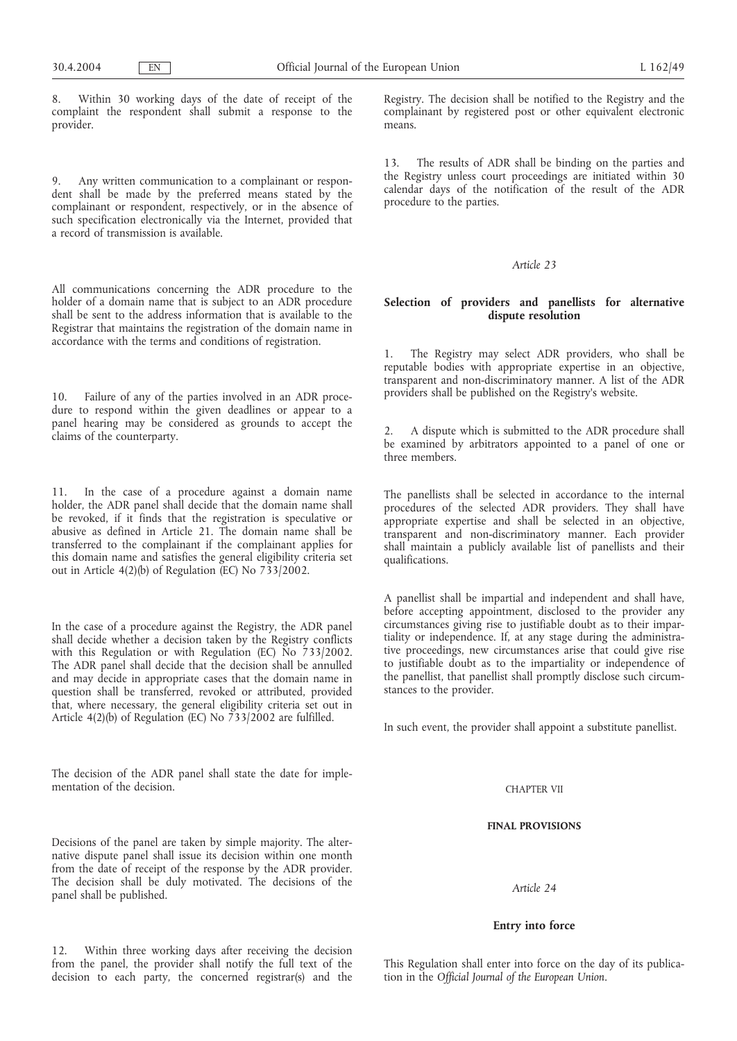8. Within 30 working days of the date of receipt of the complaint the respondent shall submit a response to the provider.

9. Any written communication to a complainant or respondent shall be made by the preferred means stated by the complainant or respondent, respectively, or in the absence of such specification electronically via the Internet, provided that a record of transmission is available.

All communications concerning the ADR procedure to the holder of a domain name that is subject to an ADR procedure shall be sent to the address information that is available to the Registrar that maintains the registration of the domain name in accordance with the terms and conditions of registration.

10. Failure of any of the parties involved in an ADR procedure to respond within the given deadlines or appear to a panel hearing may be considered as grounds to accept the claims of the counterparty.

11. In the case of a procedure against a domain name holder, the ADR panel shall decide that the domain name shall be revoked, if it finds that the registration is speculative or abusive as defined in Article 21. The domain name shall be transferred to the complainant if the complainant applies for this domain name and satisfies the general eligibility criteria set out in Article 4(2)(b) of Regulation (EC) No 733/2002.

In the case of a procedure against the Registry, the ADR panel shall decide whether a decision taken by the Registry conflicts with this Regulation or with Regulation (EC) No 733/2002. The ADR panel shall decide that the decision shall be annulled and may decide in appropriate cases that the domain name in question shall be transferred, revoked or attributed, provided that, where necessary, the general eligibility criteria set out in Article 4(2)(b) of Regulation (EC) No 733/2002 are fulfilled.

The decision of the ADR panel shall state the date for implementation of the decision.

Decisions of the panel are taken by simple majority. The alternative dispute panel shall issue its decision within one month from the date of receipt of the response by the ADR provider. The decision shall be duly motivated. The decisions of the panel shall be published.

12. Within three working days after receiving the decision from the panel, the provider shall notify the full text of the decision to each party, the concerned registrar(s) and the Registry. The decision shall be notified to the Registry and the complainant by registered post or other equivalent electronic means.

13. The results of ADR shall be binding on the parties and the Registry unless court proceedings are initiated within 30 calendar days of the notification of the result of the ADR procedure to the parties.

*Article 23*

**Selection of providers and panellists for alternative dispute resolution**

1. The Registry may select ADR providers, who shall be reputable bodies with appropriate expertise in an objective, transparent and non-discriminatory manner. A list of the ADR providers shall be published on the Registry's website.

2. A dispute which is submitted to the ADR procedure shall be examined by arbitrators appointed to a panel of one or three members.

The panellists shall be selected in accordance to the internal procedures of the selected ADR providers. They shall have appropriate expertise and shall be selected in an objective, transparent and non-discriminatory manner. Each provider shall maintain a publicly available list of panellists and their qualifications.

A panellist shall be impartial and independent and shall have, before accepting appointment, disclosed to the provider any circumstances giving rise to justifiable doubt as to their impartiality or independence. If, at any stage during the administrative proceedings, new circumstances arise that could give rise to justifiable doubt as to the impartiality or independence of the panellist, that panellist shall promptly disclose such circumstances to the provider.

In such event, the provider shall appoint a substitute panellist.

CHAPTER VII

**FINAL PROVISIONS**

*Article 24*

**Entry into force**

This Regulation shall enter into force on the day of its publication in the *Official Journal of the European Union*.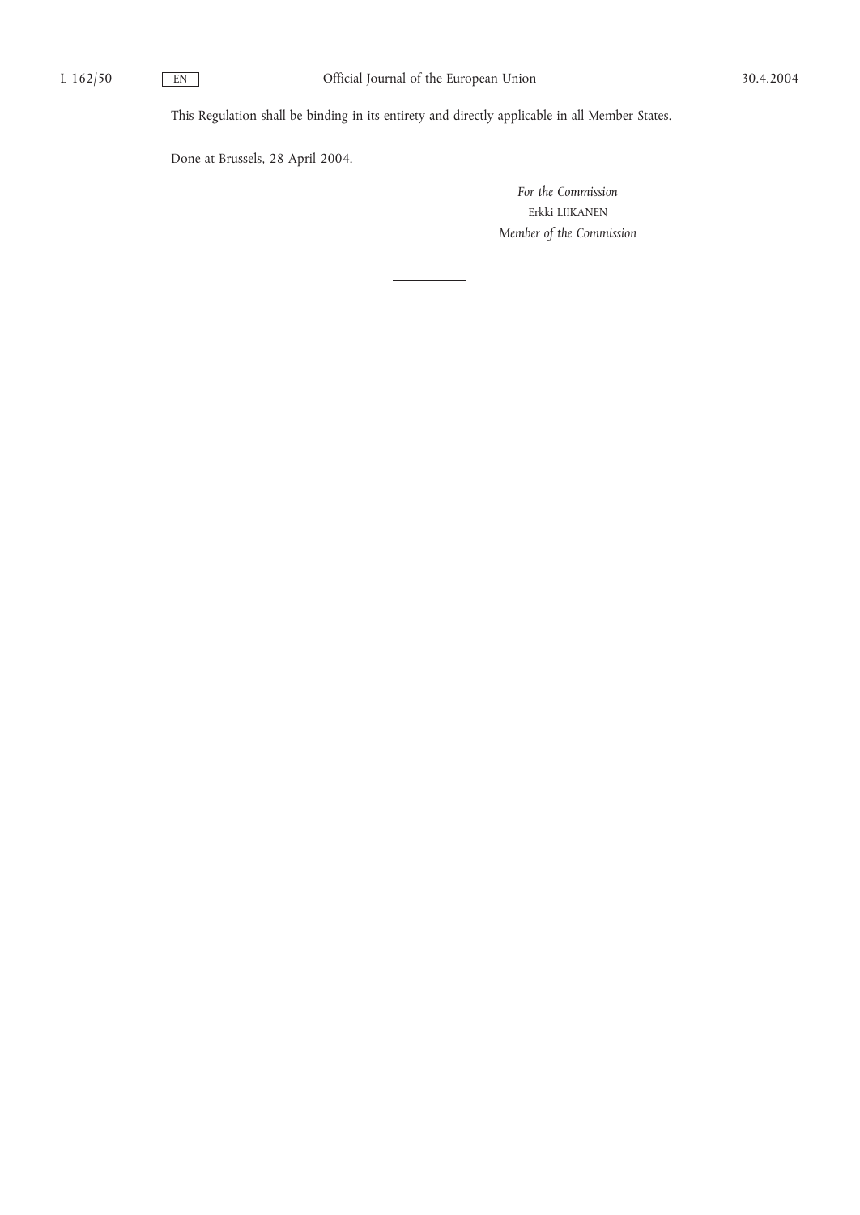This Regulation shall be binding in its entirety and directly applicable in all Member States.

Done at Brussels, 28 April 2004.

*For the Commission*

Erkki LIIKANEN

*Member of the Commission*